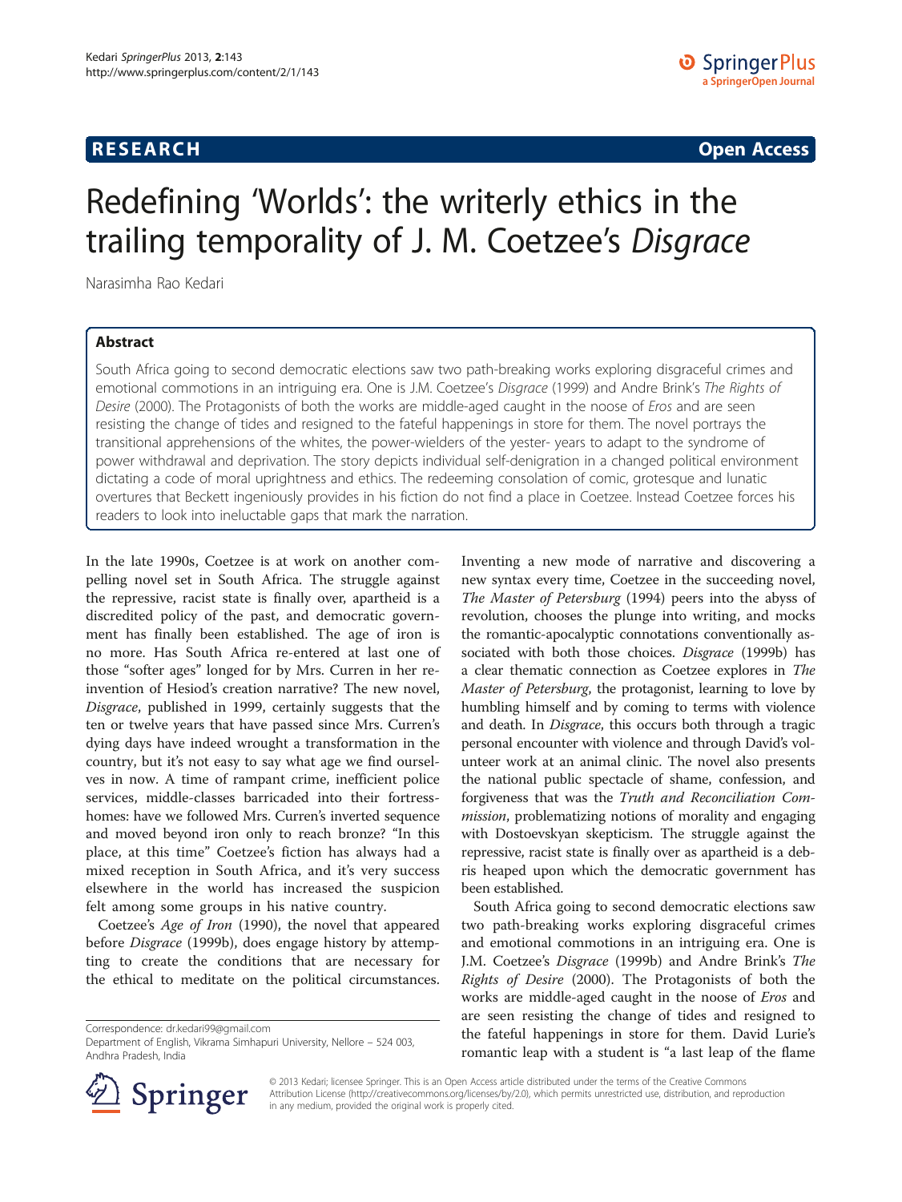RESEARCH Open Access

# Redefining 'Worlds': the writerly ethics in the trailing temporality of J. M. Coetzee's *Disgrace*

Narasimha Rao Kedari

## Abstract

South Africa going to second democratic elections saw two path-breaking works exploring disgraceful crimes and emotional commotions in an intriguing era. One is J.M. Coetzee's *Disgrace* (1999) and Andre Brink's *The Rights of Desire* (2000). The Protagonists of both the works are middle-aged caught in the noose of *Eros* and are seen resisting the change of tides and resigned to the fateful happenings in store for them. The novel portrays the transitional apprehensions of the whites, the power-wielders of the yester- years to adapt to the syndrome of power withdrawal and deprivation. The story depicts individual self-denigration in a changed political environment dictating a code of moral uprightness and ethics. The redeeming consolation of comic, grotesque and lunatic overtures that Beckett ingeniously provides in his fiction do not find a place in Coetzee. Instead Coetzee forces his readers to look into ineluctable gaps that mark the narration.

In the late 1990s, Coetzee is at work on another compelling novel set in South Africa. The struggle against the repressive, racist state is finally over, apartheid is a discredited policy of the past, and democratic government has finally been established. The age of iron is no more. Has South Africa re-entered at last one of those "softer ages" longed for by Mrs. Curren in her reinvention of Hesiod's creation narrative? The new novel, *Disgrace*, published in 1999, certainly suggests that the ten or twelve years that have passed since Mrs. Curren's dying days have indeed wrought a transformation in the country, but it's not easy to say what age we find ourselves in now. A time of rampant crime, inefficient police services, middle-classes barricaded into their fortress-homes: have we followed Mrs. Curren's inverted sequence and moved beyond iron only to reach bronze? "In this place, at this time" Coetzee's fiction has always had a mixed reception in South Africa, and it's very success elsewhere in the world has increased the suspicion felt among some groups in his native country.

Coetzee's *Age of Iron* (1990), the novel that appeared before *Disgrace* (1999b), does engage history by attempting to create the conditions that are necessary for the ethical to meditate on the political circumstances. Inventing a new mode of narrative and discovering a new syntax every time, Coetzee in the succeeding novel, *The Master of Petersburg* (1994) peers into the abyss of revolution, chooses the plunge into writing, and mocks the romantic-apocalyptic connotations conventionally associated with both those choices. *Disgrace* (1999b) has a clear thematic connection as Coetzee explores in *The Master of Petersburg*, the protagonist, learning to love by humbling himself and by coming to terms with violence and death. In *Disgrace*, this occurs both through a tragic personal encounter with violence and through David's volunteer work at an animal clinic. The novel also presents the national public spectacle of shame, confession, and forgiveness that was the *Truth and Reconciliation Commission*, problematizing notions of morality and engaging with Dostoevskyan skepticism. The struggle against the repressive, racist state is finally over as apartheid is a debris heaped upon which the democratic government has been established.

South Africa going to second democratic elections saw two path-breaking works exploring disgraceful crimes and emotional commotions in an intriguing era. One is J.M. Coetzee's *Disgrace* (1999b) and Andre Brink's *The Rights of Desire* (2000). The Protagonists of both the works are middle-aged caught in the noose of *Eros* and are seen resisting the change of tides and resigned to the fateful happenings in store for them. David Lurie's romantic leap with a student is "a last leap of the flame

Correspondence: dr.kedari99@gmail.com
Department of English, Vikrama Simhapuri University, Nellore – 524 003, Andhra Pradesh, India

© 2013 Kedari; licensee Springer. This is an Open Access article distributed under the terms of the Creative Commons Attribution License (http://creativecommons.org/licenses/by/2.0), which permits unrestricted use, distribution, and reproduction in any medium, provided the original work is properly cited.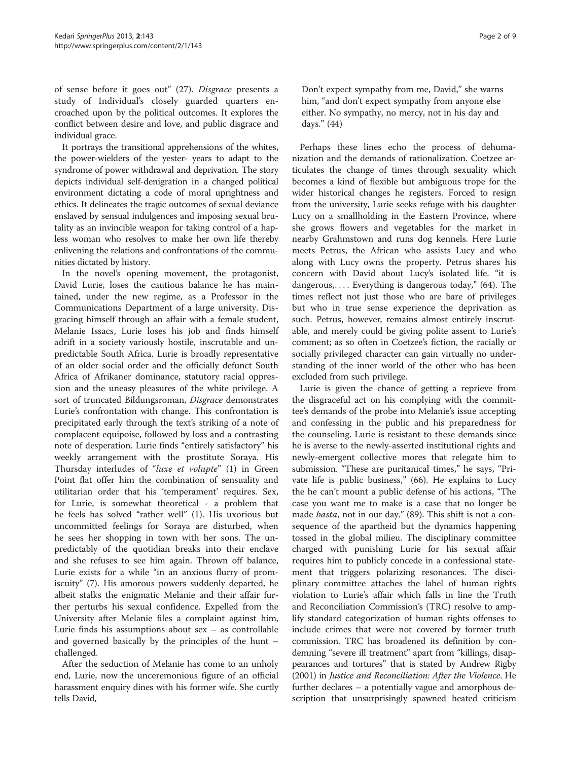of sense before it goes out" (27). *Disgrace* presents a study of Individual's closely guarded quarters encroached upon by the political outcomes. It explores the conflict between desire and love, and public disgrace and individual grace.

It portrays the transitional apprehensions of the whites, the power-wielders of the yester- years to adapt to the syndrome of power withdrawal and deprivation. The story depicts individual self-denigration in a changed political environment dictating a code of moral uprightness and ethics. It delineates the tragic outcomes of sexual deviance enslaved by sensual indulgences and imposing sexual brutality as an invincible weapon for taking control of a hapless woman who resolves to make her own life thereby enlivening the relations and confrontations of the communities dictated by history.

In the novel's opening movement, the protagonist, David Lurie, loses the cautious balance he has maintained, under the new regime, as a Professor in the Communications Department of a large university. Disgracing himself through an affair with a female student, Melanie Issacs, Lurie loses his job and finds himself adrift in a society variously hostile, inscrutable and unpredictable South Africa. Lurie is broadly representative of an older social order and the officially defunct South Africa of Afrikaner dominance, statutory racial oppression and the uneasy pleasures of the white privilege. A sort of truncated Bildungsroman, *Disgrace* demonstrates Lurie's confrontation with change. This confrontation is precipitated early through the text's striking of a note of complacent equipoise, followed by loss and a contrasting note of desperation. Lurie finds "entirely satisfactory" his weekly arrangement with the prostitute Soraya. His Thursday interludes of "*luxe et volupte*" (1) in Green Point flat offer him the combination of sensuality and utilitarian order that his 'temperament' requires. Sex, for Lurie, is somewhat theoretical - a problem that he feels has solved "rather well" (1). His uxorious but uncommitted feelings for Soraya are disturbed, when he sees her shopping in town with her sons. The unpredictably of the quotidian breaks into their enclave and she refuses to see him again. Thrown off balance, Lurie exists for a while "in an anxious flurry of promiscuity" (7). His amorous powers suddenly departed, he albeit stalks the enigmatic Melanie and their affair further perturbs his sexual confidence. Expelled from the University after Melanie files a complaint against him, Lurie finds his assumptions about sex – as controllable and governed basically by the principles of the hunt – challenged.

After the seduction of Melanie has come to an unholy end, Lurie, now the unceremonious figure of an official harassment enquiry dines with his former wife. She curtly tells David,

> Don't expect sympathy from me, David," she warns him, "and don't expect sympathy from anyone else either. No sympathy, no mercy, not in his day and days." (44)

Perhaps these lines echo the process of dehumanization and the demands of rationalization. Coetzee articulates the change of times through sexuality which becomes a kind of flexible but ambiguous trope for the wider historical changes he registers. Forced to resign from the university, Lurie seeks refuge with his daughter Lucy on a smallholding in the Eastern Province, where she grows flowers and vegetables for the market in nearby Grahmstown and runs dog kennels. Here Lurie meets Petrus, the African who assists Lucy and who along with Lucy owns the property. Petrus shares his concern with David about Lucy's isolated life. "it is dangerous,. . . . Everything is dangerous today," (64). The times reflect not just those who are bare of privileges but who in true sense experience the deprivation as such. Petrus, however, remains almost entirely inscrutable, and merely could be giving polite assent to Lurie's comment; as so often in Coetzee's fiction, the racially or socially privileged character can gain virtually no understanding of the inner world of the other who has been excluded from such privilege.

Lurie is given the chance of getting a reprieve from the disgraceful act on his complying with the committee's demands of the probe into Melanie's issue accepting and confessing in the public and his preparedness for the counseling. Lurie is resistant to these demands since he is averse to the newly-asserted institutional rights and newly-emergent collective mores that relegate him to submission. "These are puritanical times," he says, "Private life is public business," (66). He explains to Lucy the he can't mount a public defense of his actions, "The case you want me to make is a case that no longer be made *basta*, not in our day." (89). This shift is not a consequence of the apartheid but the dynamics happening tossed in the global milieu. The disciplinary committee charged with punishing Lurie for his sexual affair requires him to publicly concede in a confessional statement that triggers polarizing resonances. The disciplinary committee attaches the label of human rights violation to Lurie's affair which falls in line the Truth and Reconciliation Commission's (TRC) resolve to amplify standard categorization of human rights offenses to include crimes that were not covered by former truth commission. TRC has broadened its definition by condemning "severe ill treatment" apart from "killings, disappearances and tortures" that is stated by Andrew Rigby (2001) in *Justice and Reconciliation: After the Violence.* He further declares – a potentially vague and amorphous description that unsurprisingly spawned heated criticism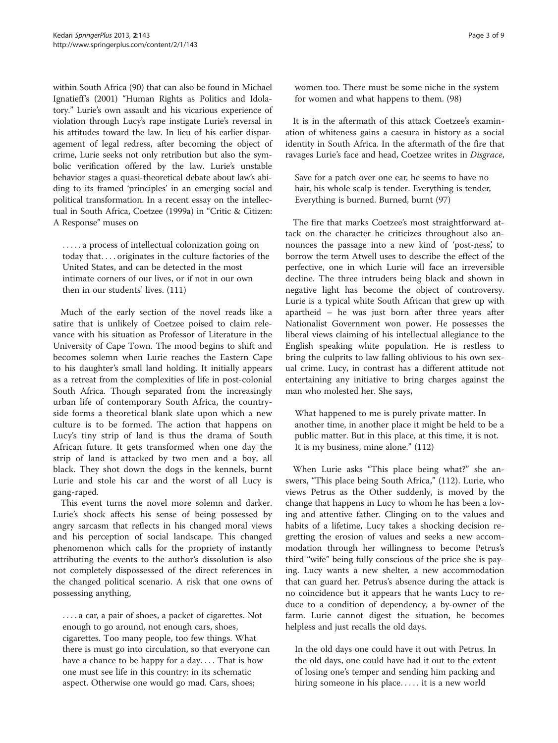within South Africa (90) that can also be found in Michael Ignatieff's (2001) "Human Rights as Politics and Idolatory." Lurie's own assault and his vicarious experience of violation through Lucy's rape instigate Lurie's reversal in his attitudes toward the law. In lieu of his earlier disparagement of legal redress, after becoming the object of crime, Lurie seeks not only retribution but also the symbolic verification offered by the law. Lurie's unstable behavior stages a quasi-theoretical debate about law's abiding to its framed 'principles' in an emerging social and political transformation. In a recent essay on the intellectual in South Africa, Coetzee (1999a) in "Critic & Citizen: A Response" muses on

> . . . . . a process of intellectual colonization going on today that. . . . originates in the culture factories of the United States, and can be detected in the most intimate corners of our lives, or if not in our own then in our students' lives. (111)

Much of the early section of the novel reads like a satire that is unlikely of Coetzee poised to claim relevance with his situation as Professor of Literature in the University of Cape Town. The mood begins to shift and becomes solemn when Lurie reaches the Eastern Cape to his daughter's small land holding. It initially appears as a retreat from the complexities of life in post-colonial South Africa. Though separated from the increasingly urban life of contemporary South Africa, the countryside forms a theoretical blank slate upon which a new culture is to be formed. The action that happens on Lucy's tiny strip of land is thus the drama of South African future. It gets transformed when one day the strip of land is attacked by two men and a boy, all black. They shot down the dogs in the kennels, burnt Lurie and stole his car and the worst of all Lucy is gang-raped.

This event turns the novel more solemn and darker. Lurie's shock affects his sense of being possessed by angry sarcasm that reflects in his changed moral views and his perception of social landscape. This changed phenomenon which calls for the propriety of instantly attributing the events to the author's dissolution is also not completely dispossessed of the direct references in the changed political scenario. A risk that one owns of possessing anything,

> . . . . a car, a pair of shoes, a packet of cigarettes. Not enough to go around, not enough cars, shoes, cigarettes. Too many people, too few things. What there is must go into circulation, so that everyone can have a chance to be happy for a day. . . . That is how one must see life in this country: in its schematic aspect. Otherwise one would go mad. Cars, shoes; women too. There must be some niche in the system for women and what happens to them. (98)

It is in the aftermath of this attack Coetzee's examination of whiteness gains a caesura in history as a social identity in South Africa. In the aftermath of the fire that ravages Lurie's face and head, Coetzee writes in *Disgrace*,

> Save for a patch over one ear, he seems to have no hair, his whole scalp is tender. Everything is tender, Everything is burned. Burned, burnt (97)

The fire that marks Coetzee's most straightforward attack on the character he criticizes throughout also announces the passage into a new kind of 'post-ness', to borrow the term Atwell uses to describe the effect of the perfective, one in which Lurie will face an irreversible decline. The three intruders being black and shown in negative light has become the object of controversy. Lurie is a typical white South African that grew up with apartheid – he was just born after three years after Nationalist Government won power. He possesses the liberal views claiming of his intellectual allegiance to the English speaking white population. He is restless to bring the culprits to law falling oblivious to his own sexual crime. Lucy, in contrast has a different attitude not entertaining any initiative to bring charges against the man who molested her. She says,

> What happened to me is purely private matter. In another time, in another place it might be held to be a public matter. But in this place, at this time, it is not. It is my business, mine alone." (112)

When Lurie asks "This place being what?" she answers, "This place being South Africa," (112). Lurie, who views Petrus as the Other suddenly, is moved by the change that happens in Lucy to whom he has been a loving and attentive father. Clinging on to the values and habits of a lifetime, Lucy takes a shocking decision regretting the erosion of values and seeks a new accommodation through her willingness to become Petrus's third "wife" being fully conscious of the price she is paying. Lucy wants a new shelter, a new accommodation that can guard her. Petrus's absence during the attack is no coincidence but it appears that he wants Lucy to reduce to a condition of dependency, a by-owner of the farm. Lurie cannot digest the situation, he becomes helpless and just recalls the old days.

> In the old days one could have it out with Petrus. In the old days, one could have had it out to the extent of losing one's temper and sending him packing and hiring someone in his place. . . . . it is a new world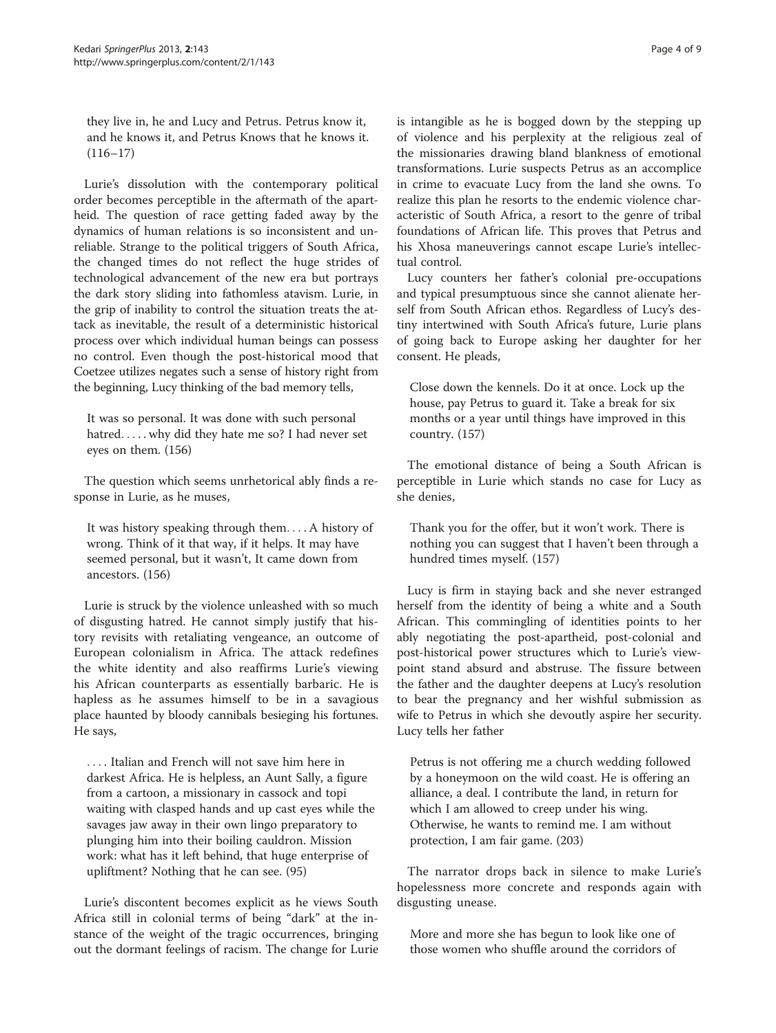> they live in, he and Lucy and Petrus. Petrus know it, and he knows it, and Petrus Knows that he knows it. (116–17)

Lurie's dissolution with the contemporary political order becomes perceptible in the aftermath of the apartheid. The question of race getting faded away by the dynamics of human relations is so inconsistent and unreliable. Strange to the political triggers of South Africa, the changed times do not reflect the huge strides of technological advancement of the new era but portrays the dark story sliding into fathomless atavism. Lurie, in the grip of inability to control the situation treats the attack as inevitable, the result of a deterministic historical process over which individual human beings can possess no control. Even though the post-historical mood that Coetzee utilizes negates such a sense of history right from the beginning, Lucy thinking of the bad memory tells,

> It was so personal. It was done with such personal hatred. . . . . why did they hate me so? I had never set eyes on them. (156)

The question which seems unrhetorical ably finds a response in Lurie, as he muses,

> It was history speaking through them. . . . A history of wrong. Think of it that way, if it helps. It may have seemed personal, but it wasn't, It came down from ancestors. (156)

Lurie is struck by the violence unleashed with so much of disgusting hatred. He cannot simply justify that history revisits with retaliating vengeance, an outcome of European colonialism in Africa. The attack redefines the white identity and also reaffirms Lurie's viewing his African counterparts as essentially barbaric. He is hapless as he assumes himself to be in a savagious place haunted by bloody cannibals besieging his fortunes. He says,

> . . . . Italian and French will not save him here in darkest Africa. He is helpless, an Aunt Sally, a figure from a cartoon, a missionary in cassock and topi waiting with clasped hands and up cast eyes while the savages jaw away in their own lingo preparatory to plunging him into their boiling cauldron. Mission work: what has it left behind, that huge enterprise of upliftment? Nothing that he can see. (95)

Lurie's discontent becomes explicit as he views South Africa still in colonial terms of being "dark" at the instance of the weight of the tragic occurrences, bringing out the dormant feelings of racism. The change for Lurie is intangible as he is bogged down by the stepping up of violence and his perplexity at the religious zeal of the missionaries drawing bland blankness of emotional transformations. Lurie suspects Petrus as an accomplice in crime to evacuate Lucy from the land she owns. To realize this plan he resorts to the endemic violence characteristic of South Africa, a resort to the genre of tribal foundations of African life. This proves that Petrus and his Xhosa maneuverings cannot escape Lurie's intellectual control.

Lucy counters her father's colonial pre-occupations and typical presumptuous since she cannot alienate herself from South African ethos. Regardless of Lucy's destiny intertwined with South Africa's future, Lurie plans of going back to Europe asking her daughter for her consent. He pleads,

> Close down the kennels. Do it at once. Lock up the house, pay Petrus to guard it. Take a break for six months or a year until things have improved in this country. (157)

The emotional distance of being a South African is perceptible in Lurie which stands no case for Lucy as she denies,

> Thank you for the offer, but it won't work. There is nothing you can suggest that I haven't been through a hundred times myself. (157)

Lucy is firm in staying back and she never estranged herself from the identity of being a white and a South African. This commingling of identities points to her ably negotiating the post-apartheid, post-colonial and post-historical power structures which to Lurie's viewpoint stand absurd and abstruse. The fissure between the father and the daughter deepens at Lucy's resolution to bear the pregnancy and her wishful submission as wife to Petrus in which she devoutly aspire her security. Lucy tells her father

> Petrus is not offering me a church wedding followed by a honeymoon on the wild coast. He is offering an alliance, a deal. I contribute the land, in return for which I am allowed to creep under his wing. Otherwise, he wants to remind me. I am without protection, I am fair game. (203)

The narrator drops back in silence to make Lurie's hopelessness more concrete and responds again with disgusting unease.

> More and more she has begun to look like one of those women who shuffle around the corridors of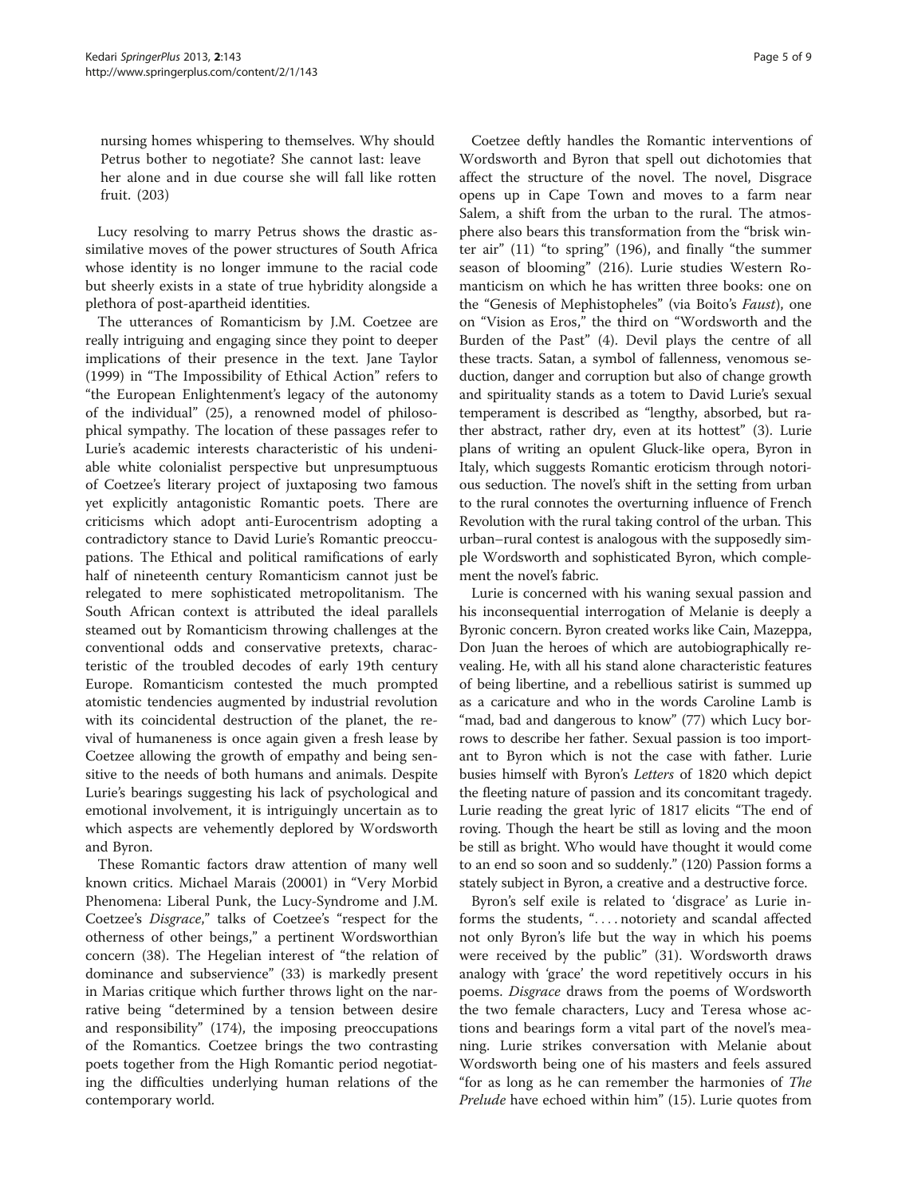> nursing homes whispering to themselves. Why should Petrus bother to negotiate? She cannot last: leave her alone and in due course she will fall like rotten fruit. (203)

Lucy resolving to marry Petrus shows the drastic assimilative moves of the power structures of South Africa whose identity is no longer immune to the racial code but sheerly exists in a state of true hybridity alongside a plethora of post-apartheid identities.

The utterances of Romanticism by J.M. Coetzee are really intriguing and engaging since they point to deeper implications of their presence in the text. Jane Taylor (1999) in "The Impossibility of Ethical Action" refers to "the European Enlightenment's legacy of the autonomy of the individual" (25), a renowned model of philosophical sympathy. The location of these passages refer to Lurie's academic interests characteristic of his undeniable white colonialist perspective but unpresumptuous of Coetzee's literary project of juxtaposing two famous yet explicitly antagonistic Romantic poets. There are criticisms which adopt anti-Eurocentrism adopting a contradictory stance to David Lurie's Romantic preoccupations. The Ethical and political ramifications of early half of nineteenth century Romanticism cannot just be relegated to mere sophisticated metropolitanism. The South African context is attributed the ideal parallels steamed out by Romanticism throwing challenges at the conventional odds and conservative pretexts, characteristic of the troubled decodes of early 19th century Europe. Romanticism contested the much prompted atomistic tendencies augmented by industrial revolution with its coincidental destruction of the planet, the revival of humaneness is once again given a fresh lease by Coetzee allowing the growth of empathy and being sensitive to the needs of both humans and animals. Despite Lurie's bearings suggesting his lack of psychological and emotional involvement, it is intriguingly uncertain as to which aspects are vehemently deplored by Wordsworth and Byron.

These Romantic factors draw attention of many well known critics. Michael Marais (20001) in "Very Morbid Phenomena: Liberal Punk, the Lucy-Syndrome and J.M. Coetzee's *Disgrace*," talks of Coetzee's "respect for the otherness of other beings," a pertinent Wordsworthian concern (38). The Hegelian interest of "the relation of dominance and subservience" (33) is markedly present in Marias critique which further throws light on the narrative being "determined by a tension between desire and responsibility" (174), the imposing preoccupations of the Romantics. Coetzee brings the two contrasting poets together from the High Romantic period negotiating the difficulties underlying human relations of the contemporary world.

Coetzee deftly handles the Romantic interventions of Wordsworth and Byron that spell out dichotomies that affect the structure of the novel. The novel, Disgrace opens up in Cape Town and moves to a farm near Salem, a shift from the urban to the rural. The atmosphere also bears this transformation from the "brisk winter air" (11) "to spring" (196), and finally "the summer season of blooming" (216). Lurie studies Western Romanticism on which he has written three books: one on the "Genesis of Mephistopheles" (via Boito's *Faust*), one on "Vision as Eros," the third on "Wordsworth and the Burden of the Past" (4). Devil plays the centre of all these tracts. Satan, a symbol of fallenness, venomous seduction, danger and corruption but also of change growth and spirituality stands as a totem to David Lurie's sexual temperament is described as "lengthy, absorbed, but rather abstract, rather dry, even at its hottest" (3). Lurie plans of writing an opulent Gluck-like opera, Byron in Italy, which suggests Romantic eroticism through notorious seduction. The novel's shift in the setting from urban to the rural connotes the overturning influence of French Revolution with the rural taking control of the urban. This urban–rural contest is analogous with the supposedly simple Wordsworth and sophisticated Byron, which complement the novel's fabric.

Lurie is concerned with his waning sexual passion and his inconsequential interrogation of Melanie is deeply a Byronic concern. Byron created works like Cain, Mazeppa, Don Juan the heroes of which are autobiographically revealing. He, with all his stand alone characteristic features of being libertine, and a rebellious satirist is summed up as a caricature and who in the words Caroline Lamb is "mad, bad and dangerous to know" (77) which Lucy borrows to describe her father. Sexual passion is too important to Byron which is not the case with father. Lurie busies himself with Byron's *Letters* of 1820 which depict the fleeting nature of passion and its concomitant tragedy. Lurie reading the great lyric of 1817 elicits "The end of roving. Though the heart be still as loving and the moon be still as bright. Who would have thought it would come to an end so soon and so suddenly." (120) Passion forms a stately subject in Byron, a creative and a destructive force.

Byron's self exile is related to 'disgrace' as Lurie informs the students, ". . . . notoriety and scandal affected not only Byron's life but the way in which his poems were received by the public" (31). Wordsworth draws analogy with 'grace' the word repetitively occurs in his poems. *Disgrace* draws from the poems of Wordsworth the two female characters, Lucy and Teresa whose actions and bearings form a vital part of the novel's meaning. Lurie strikes conversation with Melanie about Wordsworth being one of his masters and feels assured "for as long as he can remember the harmonies of *The Prelude* have echoed within him" (15). Lurie quotes from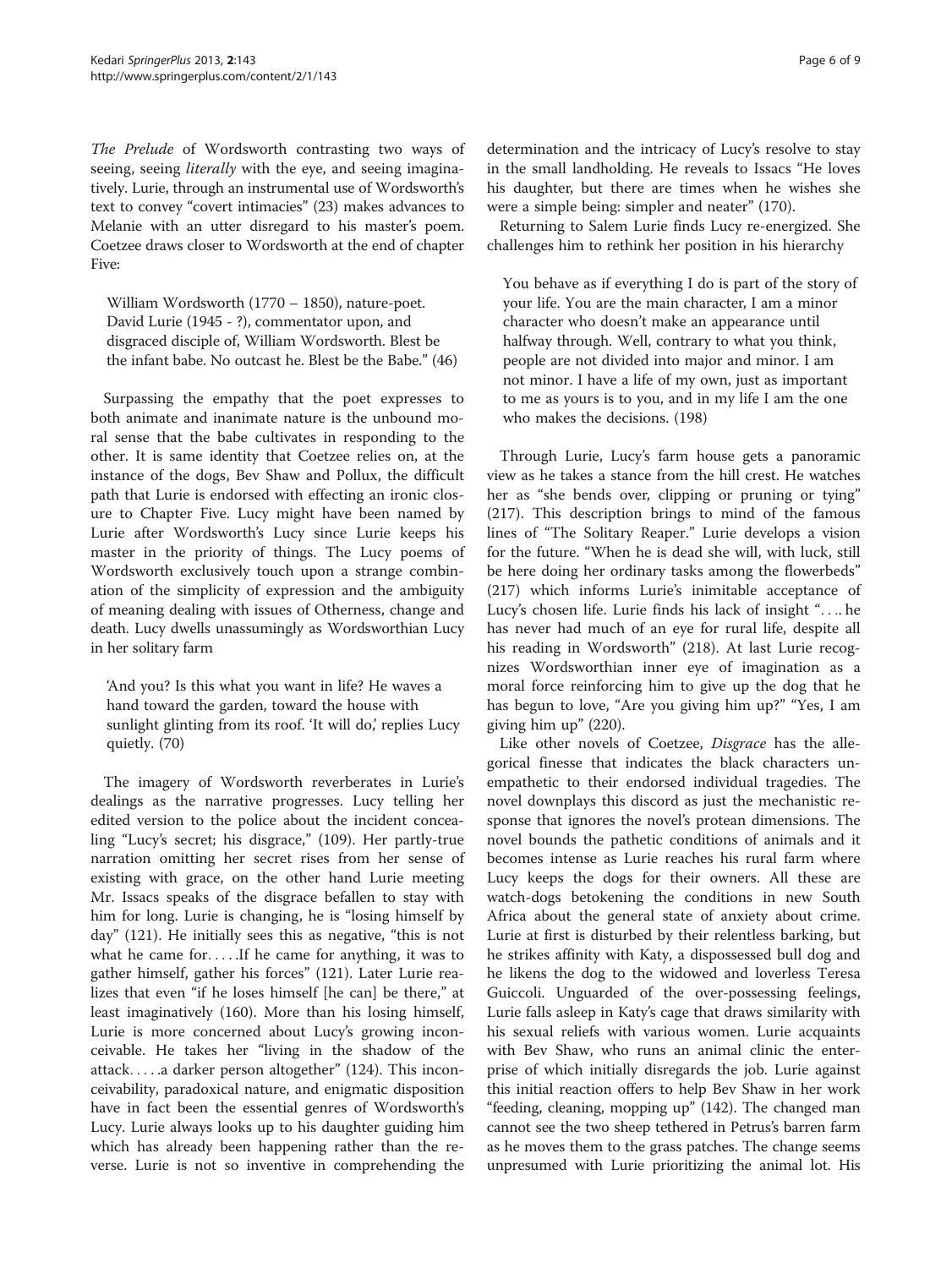*The Prelude* of Wordsworth contrasting two ways of seeing, seeing *literally* with the eye, and seeing imaginatively. Lurie, through an instrumental use of Wordsworth's text to convey "covert intimacies" (23) makes advances to Melanie with an utter disregard to his master's poem. Coetzee draws closer to Wordsworth at the end of chapter Five:

> William Wordsworth (1770 – 1850), nature-poet. David Lurie (1945 - ?), commentator upon, and disgraced disciple of, William Wordsworth. Blest be the infant babe. No outcast he. Blest be the Babe." (46)

Surpassing the empathy that the poet expresses to both animate and inanimate nature is the unbound moral sense that the babe cultivates in responding to the other. It is same identity that Coetzee relies on, at the instance of the dogs, Bev Shaw and Pollux, the difficult path that Lurie is endorsed with effecting an ironic closure to Chapter Five. Lucy might have been named by Lurie after Wordsworth's Lucy since Lurie keeps his master in the priority of things. The Lucy poems of Wordsworth exclusively touch upon a strange combination of the simplicity of expression and the ambiguity of meaning dealing with issues of Otherness, change and death. Lucy dwells unassumingly as Wordsworthian Lucy in her solitary farm

> 'And you? Is this what you want in life? He waves a hand toward the garden, toward the house with sunlight glinting from its roof. 'It will do,' replies Lucy quietly. (70)

The imagery of Wordsworth reverberates in Lurie's dealings as the narrative progresses. Lucy telling her edited version to the police about the incident concealing "Lucy's secret; his disgrace," (109). Her partly-true narration omitting her secret rises from her sense of existing with grace, on the other hand Lurie meeting Mr. Issacs speaks of the disgrace befallen to stay with him for long. Lurie is changing, he is "losing himself by day" (121). He initially sees this as negative, "this is not what he came for. . . . .If he came for anything, it was to gather himself, gather his forces" (121). Later Lurie realizes that even "if he loses himself [he can] be there," at least imaginatively (160). More than his losing himself, Lurie is more concerned about Lucy's growing inconceivable. He takes her "living in the shadow of the attack. . . . .a darker person altogether" (124). This inconceivability, paradoxical nature, and enigmatic disposition have in fact been the essential genres of Wordsworth's Lucy. Lurie always looks up to his daughter guiding him which has already been happening rather than the reverse. Lurie is not so inventive in comprehending the determination and the intricacy of Lucy's resolve to stay in the small landholding. He reveals to Issacs "He loves his daughter, but there are times when he wishes she were a simple being: simpler and neater" (170).

Returning to Salem Lurie finds Lucy re-energized. She challenges him to rethink her position in his hierarchy

> You behave as if everything I do is part of the story of your life. You are the main character, I am a minor character who doesn't make an appearance until halfway through. Well, contrary to what you think, people are not divided into major and minor. I am not minor. I have a life of my own, just as important to me as yours is to you, and in my life I am the one who makes the decisions. (198)

Through Lurie, Lucy's farm house gets a panoramic view as he takes a stance from the hill crest. He watches her as "she bends over, clipping or pruning or tying" (217). This description brings to mind of the famous lines of "The Solitary Reaper." Lurie develops a vision for the future. "When he is dead she will, with luck, still be here doing her ordinary tasks among the flowerbeds" (217) which informs Lurie's inimitable acceptance of Lucy's chosen life. Lurie finds his lack of insight ". . .. he has never had much of an eye for rural life, despite all his reading in Wordsworth" (218). At last Lurie recognizes Wordsworthian inner eye of imagination as a moral force reinforcing him to give up the dog that he has begun to love, "Are you giving him up?" "Yes, I am giving him up" (220).

Like other novels of Coetzee, *Disgrace* has the allegorical finesse that indicates the black characters unempathetic to their endorsed individual tragedies. The novel downplays this discord as just the mechanistic response that ignores the novel's protean dimensions. The novel bounds the pathetic conditions of animals and it becomes intense as Lurie reaches his rural farm where Lucy keeps the dogs for their owners. All these are watch-dogs betokening the conditions in new South Africa about the general state of anxiety about crime. Lurie at first is disturbed by their relentless barking, but he strikes affinity with Katy, a dispossessed bull dog and he likens the dog to the widowed and loverless Teresa Guiccoli. Unguarded of the over-possessing feelings, Lurie falls asleep in Katy's cage that draws similarity with his sexual reliefs with various women. Lurie acquaints with Bev Shaw, who runs an animal clinic the enterprise of which initially disregards the job. Lurie against this initial reaction offers to help Bev Shaw in her work "feeding, cleaning, mopping up" (142). The changed man cannot see the two sheep tethered in Petrus's barren farm as he moves them to the grass patches. The change seems unpresumed with Lurie prioritizing the animal lot. His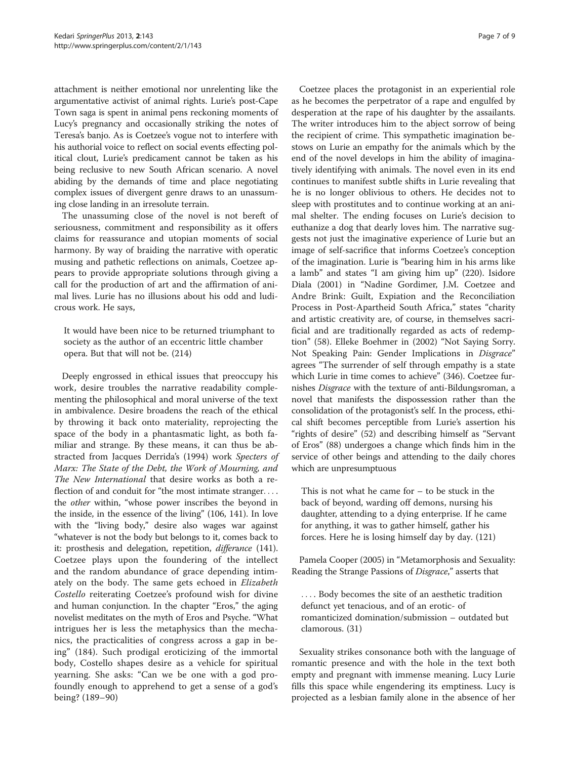attachment is neither emotional nor unrelenting like the argumentative activist of animal rights. Lurie's post-Cape Town saga is spent in animal pens reckoning moments of Lucy's pregnancy and occasionally striking the notes of Teresa's banjo. As is Coetzee's vogue not to interfere with his authorial voice to reflect on social events effecting political clout, Lurie's predicament cannot be taken as his being reclusive to new South African scenario. A novel abiding by the demands of time and place negotiating complex issues of divergent genre draws to an unassuming close landing in an irresolute terrain.

The unassuming close of the novel is not bereft of seriousness, commitment and responsibility as it offers claims for reassurance and utopian moments of social harmony. By way of braiding the narrative with operatic musing and pathetic reflections on animals, Coetzee appears to provide appropriate solutions through giving a call for the production of art and the affirmation of animal lives. Lurie has no illusions about his odd and ludicrous work. He says,

> It would have been nice to be returned triumphant to society as the author of an eccentric little chamber opera. But that will not be. (214)

Deeply engrossed in ethical issues that preoccupy his work, desire troubles the narrative readability complementing the philosophical and moral universe of the text in ambivalence. Desire broadens the reach of the ethical by throwing it back onto materiality, reprojecting the space of the body in a phantasmatic light, as both familiar and strange. By these means, it can thus be abstracted from Jacques Derrida's (1994) work *Specters of Marx: The State of the Debt, the Work of Mourning, and The New International* that desire works as both a reflection of and conduit for "the most intimate stranger. . . . the *other* within, "whose power inscribes the beyond in the inside, in the essence of the living" (106, 141). In love with the "living body," desire also wages war against "whatever is not the body but belongs to it, comes back to it: prosthesis and delegation, repetition, *differance* (141). Coetzee plays upon the foundering of the intellect and the random abundance of grace depending intimately on the body. The same gets echoed in *Elizabeth Costello* reiterating Coetzee's profound wish for divine and human conjunction. In the chapter "Eros," the aging novelist meditates on the myth of Eros and Psyche. "What intrigues her is less the metaphysics than the mechanics, the practicalities of congress across a gap in being" (184). Such prodigal eroticizing of the immortal body, Costello shapes desire as a vehicle for spiritual yearning. She asks: "Can we be one with a god profoundly enough to apprehend to get a sense of a god's being? (189–90)

Coetzee places the protagonist in an experiential role as he becomes the perpetrator of a rape and engulfed by desperation at the rape of his daughter by the assailants. The writer introduces him to the abject sorrow of being the recipient of crime. This sympathetic imagination bestows on Lurie an empathy for the animals which by the end of the novel develops in him the ability of imaginatively identifying with animals. The novel even in its end continues to manifest subtle shifts in Lurie revealing that he is no longer oblivious to others. He decides not to sleep with prostitutes and to continue working at an animal shelter. The ending focuses on Lurie's decision to euthanize a dog that dearly loves him. The narrative suggests not just the imaginative experience of Lurie but an image of self-sacrifice that informs Coetzee's conception of the imagination. Lurie is "bearing him in his arms like a lamb" and states "I am giving him up" (220). Isidore Diala (2001) in "Nadine Gordimer, J.M. Coetzee and Andre Brink: Guilt, Expiation and the Reconciliation Process in Post-Apartheid South Africa," states "charity and artistic creativity are, of course, in themselves sacrificial and are traditionally regarded as acts of redemption" (58). Elleke Boehmer in (2002) "Not Saying Sorry. Not Speaking Pain: Gender Implications in *Disgrace*" agrees "The surrender of self through empathy is a state which Lurie in time comes to achieve" (346). Coetzee furnishes *Disgrace* with the texture of anti-Bildungsroman, a novel that manifests the dispossession rather than the consolidation of the protagonist's self. In the process, ethical shift becomes perceptible from Lurie's assertion his "rights of desire" (52) and describing himself as "Servant of Eros" (88) undergoes a change which finds him in the service of other beings and attending to the daily chores which are unpresumptuous

> This is not what he came for – to be stuck in the back of beyond, warding off demons, nursing his daughter, attending to a dying enterprise. If he came for anything, it was to gather himself, gather his forces. Here he is losing himself day by day. (121)

Pamela Cooper (2005) in "Metamorphosis and Sexuality: Reading the Strange Passions of *Disgrace*," asserts that

> . . . . Body becomes the site of an aesthetic tradition defunct yet tenacious, and of an erotic- of romanticized domination/submission – outdated but clamorous. (31)

Sexuality strikes consonance both with the language of romantic presence and with the hole in the text both empty and pregnant with immense meaning. Lucy Lurie fills this space while engendering its emptiness. Lucy is projected as a lesbian family alone in the absence of her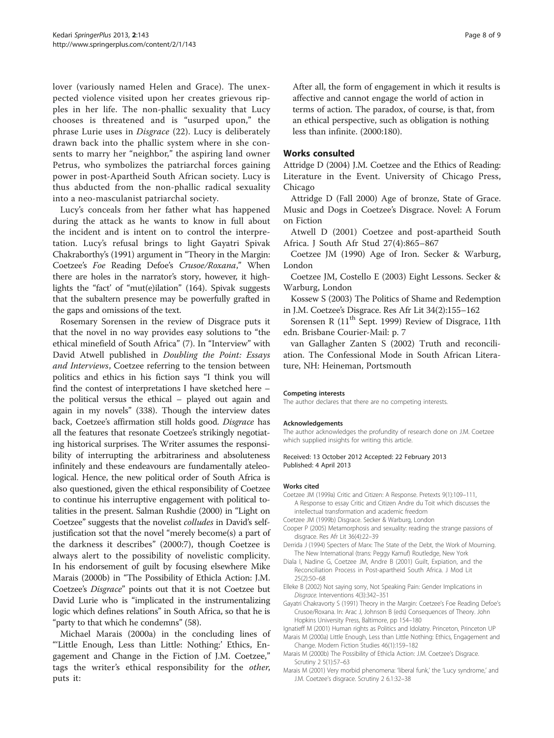lover (variously named Helen and Grace). The unexpected violence visited upon her creates grievous ripples in her life. The non-phallic sexuality that Lucy chooses is threatened and is "usurped upon," the phrase Lurie uses in *Disgrace* (22). Lucy is deliberately drawn back into the phallic system where in she consents to marry her "neighbor," the aspiring land owner Petrus, who symbolizes the patriarchal forces gaining power in post-Apartheid South African society. Lucy is thus abducted from the non-phallic radical sexuality into a neo-masculanist patriarchal society.

Lucy's conceals from her father what has happened during the attack as he wants to know in full about the incident and is intent on to control the interpretation. Lucy's refusal brings to light Gayatri Spivak Chakraborthy's (1991) argument in "Theory in the Margin: Coetzee's *Foe* Reading Defoe's *Crusoe/Roxana*," When there are holes in the narrator's story, however, it highlights the "fact' of "mut(e)ilation" (164). Spivak suggests that the subaltern presence may be powerfully grafted in the gaps and omissions of the text.

Rosemary Sorensen in the review of Disgrace puts it that the novel in no way provides easy solutions to "the ethical minefield of South Africa" (7). In "Interview" with David Atwell published in *Doubling the Point: Essays and Interviews*, Coetzee referring to the tension between politics and ethics in his fiction says "I think you will find the contest of interpretations I have sketched here – the political versus the ethical – played out again and again in my novels" (338). Though the interview dates back, Coetzee's affirmation still holds good. *Disgrace* has all the features that resonate Coetzee's strikingly negotiating historical surprises. The Writer assumes the responsibility of interrupting the arbitrariness and absoluteness infinitely and these endeavours are fundamentally ateleological. Hence, the new political order of South Africa is also questioned, given the ethical responsibility of Coetzee to continue his interruptive engagement with political totalities in the present. Salman Rushdie (2000) in "Light on Coetzee" suggests that the novelist *colludes* in David's self-justification sot that the novel "merely become(s) a part of the darkness it describes" (2000:7), though Coetzee is always alert to the possibility of novelistic complicity. In his endorsement of guilt by focusing elsewhere Mike Marais (2000b) in "The Possibility of Ethicla Action: J.M. Coetzee's *Disgrace*" points out that it is not Coetzee but David Lurie who is "implicated in the instrumentalizing logic which defines relations" in South Africa, so that he is "party to that which he condemns" (58).

Michael Marais (2000a) in the concluding lines of "'Little Enough, Less than Little: Nothing:' Ethics, Engagement and Change in the Fiction of J.M. Coetzee," tags the writer's ethical responsibility for the *other*, puts it:

> After all, the form of engagement in which it results is affective and cannot engage the world of action in terms of action. The paradox, of course, is that, from an ethical perspective, such as obligation is nothing less than infinite. (2000:180).

## Works consulted

Attridge D (2004) J.M. Coetzee and the Ethics of Reading: Literature in the Event. University of Chicago Press, Chicago

Attridge D (Fall 2000) Age of bronze, State of Grace. Music and Dogs in Coetzee's Disgrace. Novel: A Forum on Fiction

Atwell D (2001) Coetzee and post-apartheid South Africa. J South Afr Stud 27(4):865–867

Coetzee JM (1990) Age of Iron. Secker & Warburg, London

Coetzee JM, Costello E (2003) Eight Lessons. Secker & Warburg, London

Kossew S (2003) The Politics of Shame and Redemption in J.M. Coetzee's Disgrace. Res Afr Lit 34(2):155–162

Sorensen R (11th Sept. 1999) Review of Disgrace, 11th edn. Brisbane Courier-Mail: p. 7

van Gallagher Zanten S (2002) Truth and reconciliation. The Confessional Mode in South African Literature, NH: Heineman, Portsmouth

#### Competing interests

The author declares that there are no competing interests.

#### Acknowledgements

The author acknowledges the profundity of research done on J.M. Coetzee which supplied insights for writing this article.

Received: 13 October 2012 Accepted: 22 February 2013
Published: 4 April 2013

#### Works cited

Coetzee JM (1999a) Critic and Citizen: A Response. Pretexts 9(1):109–111, A Response to essay Critic and Citizen Andre du Toit which discusses the intellectual transformation and academic freedom

Coetzee JM (1999b) Disgrace. Secker & Warburg, London

Cooper P (2005) Metamorphosis and sexuality: reading the strange passions of disgrace. Res Afr Lit 36(4):22–39

Derrida J (1994) Specters of Marx: The State of the Debt, the Work of Mourning. The New International (trans: Peggy Kamuf) Routledge, New York

Diala I, Nadine G, Coetzee JM, Andre B (2001) Guilt, Expiation, and the Reconciliation Process in Post-apartheid South Africa. J Mod Lit 25(2):50–68

Elleke B (2002) Not saying sorry, Not Speaking Pain: Gender Implications in *Disgrace*. Interventions 4(3):342–351

Gayatri Chakravorty S (1991) Theory in the Margin: Coetzee's Foe Reading Defoe's Crusoe/Roxana. In: Arac J, Johnson B (eds) Consequences of Theory. John Hopkins University Press, Baltimore, pp 154–180

Ignatieff M (2001) Human rights as Politics and Idolatry. Princeton, Princeton UP

Marais M (2000a) Little Enough, Less than Little Nothing: Ethics, Engagement and Change. Modern Fiction Studies 46(1):159–182

Marais M (2000b) The Possibility of Ethicla Action: J.M. Coetzee's Disgrace. Scrutiny 2 5(1):57–63

Marais M (2001) Very morbid phenomena: 'liberal funk,' the 'Lucy syndrome,' and J.M. Coetzee's disgrace. Scrutiny 2 6.1:32–38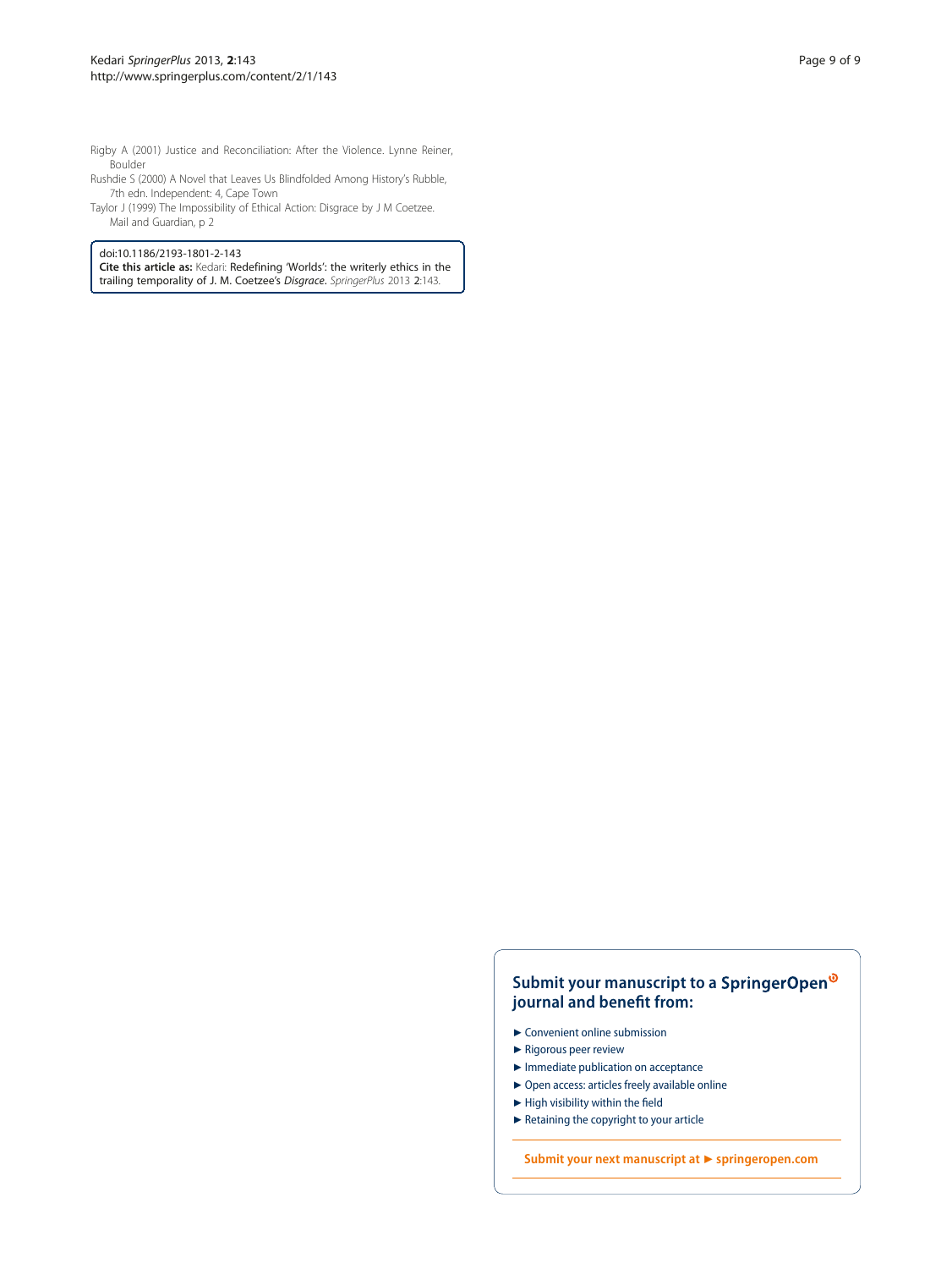Rigby A (2001) Justice and Reconciliation: After the Violence. Lynne Reiner, Boulder

Rushdie S (2000) A Novel that Leaves Us Blindfolded Among History's Rubble, 7th edn. Independent: 4, Cape Town

Taylor J (1999) The Impossibility of Ethical Action: Disgrace by J M Coetzee. Mail and Guardian, p 2

doi:10.1186/2193-1801-2-143

**Cite this article as:** Kedari: Redefining 'Worlds': the writerly ethics in the trailing temporality of J. M. Coetzee's *Disgrace*. *SpringerPlus* 2013 **2**:143.

**Submit your manuscript to a SpringerOpen journal and benefit from:**

- ► Convenient online submission
- ► Rigorous peer review
- ► Immediate publication on acceptance
- ► Open access: articles freely available online
- ► High visibility within the field
- ► Retaining the copyright to your article

**Submit your next manuscript at ► springeropen.com**